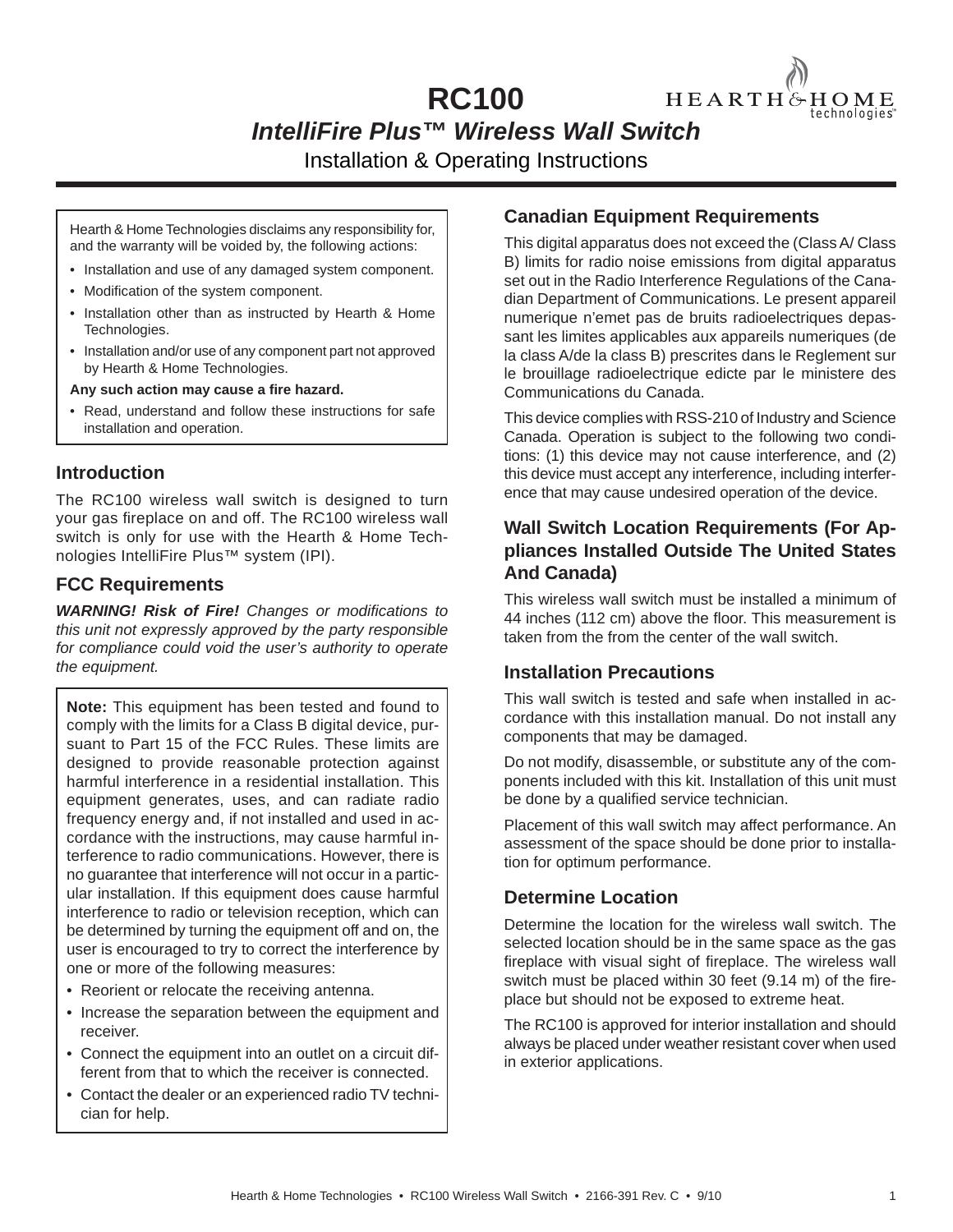# RC100

## *IntelliFire Plus™ Wireless Wall Switch*

Installation & Operating Instructions

Hearth & Home Technologies disclaims any responsibility for, and the warranty will be voided by, the following actions:

- Installation and use of any damaged system component.
- Modification of the system component.
- Installation other than as instructed by Hearth & Home Technologies.
- Installation and/or use of any component part not approved by Hearth & Home Technologies.

**Any such action may cause a fire hazard.**

- Read, understand and follow these instructions for safe installation and operation.

### Introduction

The RC100 wireless wall switch is designed to turn your gas fireplace on and off. The RC100 wireless wall switch is only for use with the Hearth & Home Technologies IntelliFire Plus™ system (IPI).

### FCC Requirements

***WARNING! Risk of Fire!*** *Changes or modifications to this unit not expressly approved by the party responsible for compliance could void the user's authority to operate the equipment.*

**Note:** This equipment has been tested and found to comply with the limits for a Class B digital device, pursuant to Part 15 of the FCC Rules. These limits are designed to provide reasonable protection against harmful interference in a residential installation. This equipment generates, uses, and can radiate radio frequency energy and, if not installed and used in accordance with the instructions, may cause harmful interference to radio communications. However, there is no guarantee that interference will not occur in a particular installation. If this equipment does cause harmful interference to radio or television reception, which can be determined by turning the equipment off and on, the user is encouraged to try to correct the interference by one or more of the following measures:

- Reorient or relocate the receiving antenna.
- Increase the separation between the equipment and receiver.
- Connect the equipment into an outlet on a circuit different from that to which the receiver is connected.
- Contact the dealer or an experienced radio TV technician for help.

### Canadian Equipment Requirements

This digital apparatus does not exceed the (Class A/ Class B) limits for radio noise emissions from digital apparatus set out in the Radio Interference Regulations of the Canadian Department of Communications. Le present appareil numerique n'emet pas de bruits radioelectriques depassant les limites applicables aux appareils numeriques (de la class A/de la class B) prescrites dans le Reglement sur le brouillage radioelectrique edicte par le ministere des Communications du Canada.

This device complies with RSS-210 of Industry and Science Canada. Operation is subject to the following two conditions: (1) this device may not cause interference, and (2) this device must accept any interference, including interference that may cause undesired operation of the device.

### Wall Switch Location Requirements (For Appliances Installed Outside The United States And Canada)

This wireless wall switch must be installed a minimum of 44 inches (112 cm) above the floor. This measurement is taken from the from the center of the wall switch.

### Installation Precautions

This wall switch is tested and safe when installed in accordance with this installation manual. Do not install any components that may be damaged.

Do not modify, disassemble, or substitute any of the components included with this kit. Installation of this unit must be done by a qualified service technician.

Placement of this wall switch may affect performance. An assessment of the space should be done prior to installation for optimum performance.

### Determine Location

Determine the location for the wireless wall switch. The selected location should be in the same space as the gas fireplace with visual sight of fireplace. The wireless wall switch must be placed within 30 feet (9.14 m) of the fireplace but should not be exposed to extreme heat.

The RC100 is approved for interior installation and should always be placed under weather resistant cover when used in exterior applications.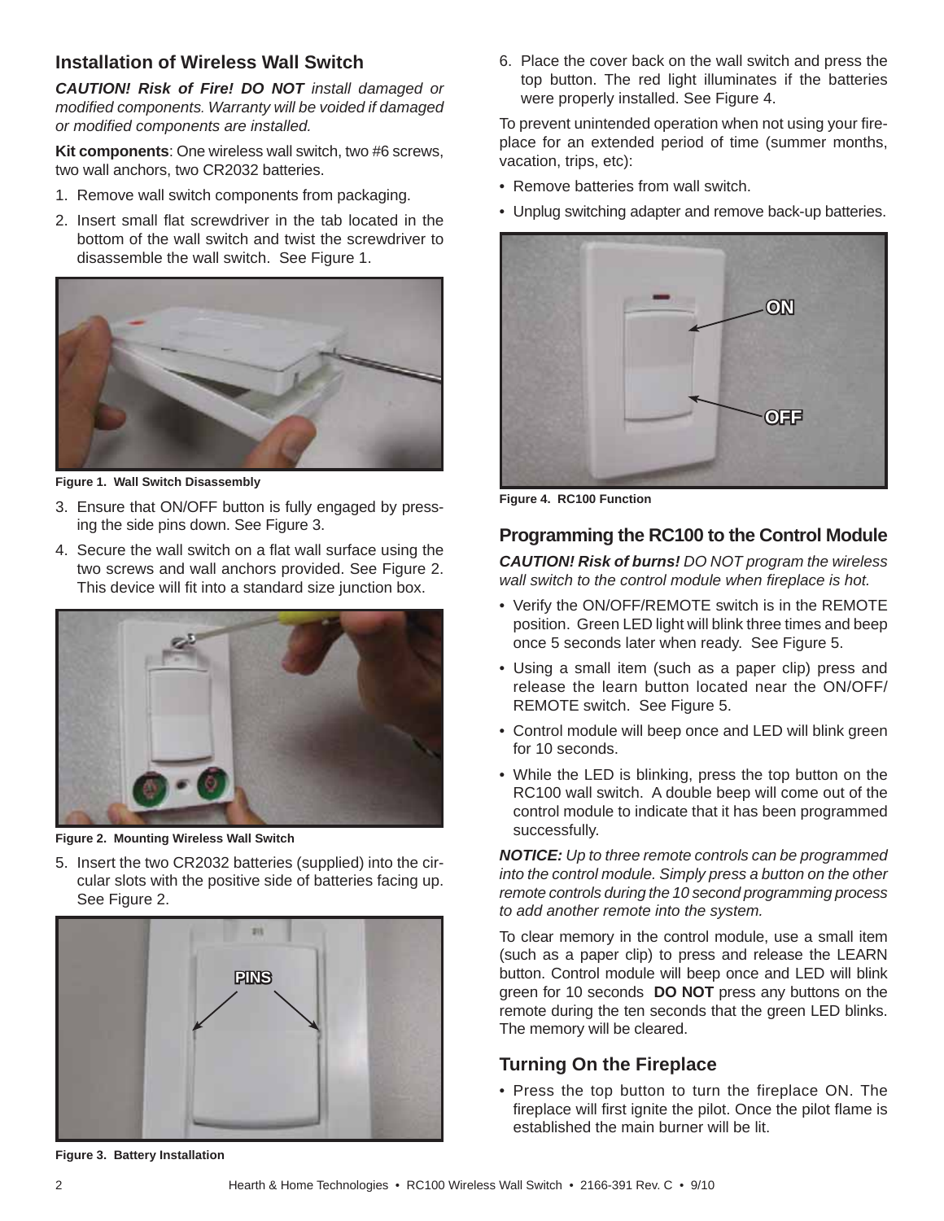## Installation of Wireless Wall Switch

***CAUTION! Risk of Fire! DO NOT** install damaged or modified components. Warranty will be voided if damaged or modified components are installed.*

**Kit components**: One wireless wall switch, two #6 screws, two wall anchors, two CR2032 batteries.

1. Remove wall switch components from packaging.
2. Insert small flat screwdriver in the tab located in the bottom of the wall switch and twist the screwdriver to disassemble the wall switch. See Figure 1.

**Figure 1. Wall Switch Disassembly**

3. Ensure that ON/OFF button is fully engaged by pressing the side pins down. See Figure 3.
4. Secure the wall switch on a flat wall surface using the two screws and wall anchors provided. See Figure 2. This device will fit into a standard size junction box.

**Figure 2. Mounting Wireless Wall Switch**

5. Insert the two CR2032 batteries (supplied) into the circular slots with the positive side of batteries facing up. See Figure 2.

PINS

**Figure 3. Battery Installation**

6. Place the cover back on the wall switch and press the top button. The red light illuminates if the batteries were properly installed. See Figure 4.

To prevent unintended operation when not using your fireplace for an extended period of time (summer months, vacation, trips, etc):

- Remove batteries from wall switch.
- Unplug switching adapter and remove back-up batteries.

ON

OFF

**Figure 4. RC100 Function**

## Programming the RC100 to the Control Module

***CAUTION! Risk of burns!** DO NOT program the wireless wall switch to the control module when fireplace is hot.*

- Verify the ON/OFF/REMOTE switch is in the REMOTE position. Green LED light will blink three times and beep once 5 seconds later when ready. See Figure 5.
- Using a small item (such as a paper clip) press and release the learn button located near the ON/OFF/REMOTE switch. See Figure 5.
- Control module will beep once and LED will blink green for 10 seconds.
- While the LED is blinking, press the top button on the RC100 wall switch. A double beep will come out of the control module to indicate that it has been programmed successfully.

***NOTICE:** Up to three remote controls can be programmed into the control module. Simply press a button on the other remote controls during the 10 second programming process to add another remote into the system.*

To clear memory in the control module, use a small item (such as a paper clip) to press and release the LEARN button. Control module will beep once and LED will blink green for 10 seconds **DO NOT** press any buttons on the remote during the ten seconds that the green LED blinks. The memory will be cleared.

## Turning On the Fireplace

- Press the top button to turn the fireplace ON. The fireplace will first ignite the pilot. Once the pilot flame is established the main burner will be lit.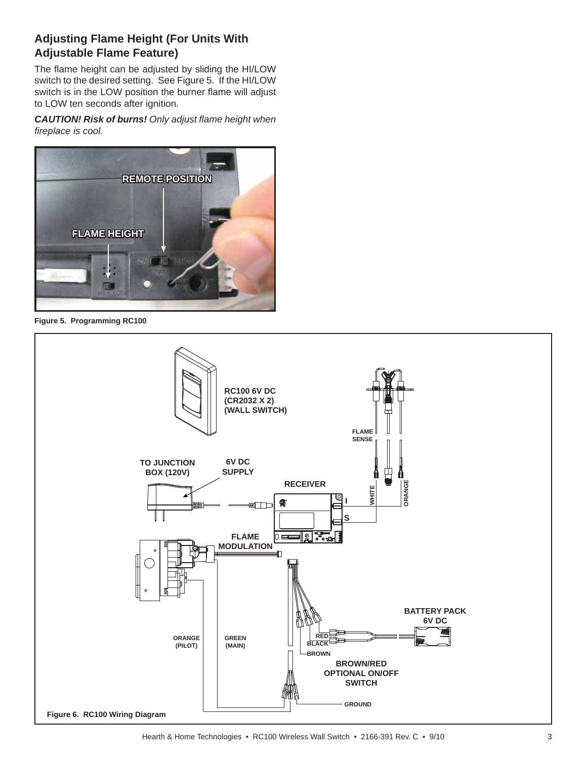## Adjusting Flame Height (For Units With Adjustable Flame Feature)

The flame height can be adjusted by sliding the HI/LOW switch to the desired setting. See Figure 5. If the HI/LOW switch is in the LOW position the burner flame will adjust to LOW ten seconds after ignition.

***CAUTION! Risk of burns!*** *Only adjust flame height when fireplace is cool.*

**Figure 5. Programming RC100**

**Figure 6. RC100 Wiring Diagram**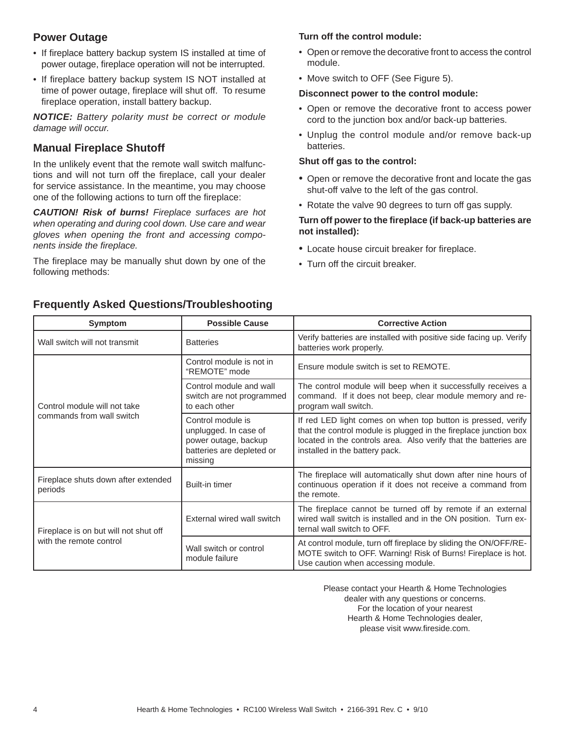## Power Outage

- If fireplace battery backup system IS installed at time of power outage, fireplace operation will not be interrupted.
- If fireplace battery backup system IS NOT installed at time of power outage, fireplace will shut off. To resume fireplace operation, install battery backup.

***NOTICE:*** *Battery polarity must be correct or module damage will occur.*

## Manual Fireplace Shutoff

In the unlikely event that the remote wall switch malfunctions and will not turn off the fireplace, call your dealer for service assistance. In the meantime, you may choose one of the following actions to turn off the fireplace:

***CAUTION! Risk of burns!*** *Fireplace surfaces are hot when operating and during cool down. Use care and wear gloves when opening the front and accessing components inside the fireplace.*

The fireplace may be manually shut down by one of the following methods:

**Turn off the control module:**

- Open or remove the decorative front to access the control module.
- Move switch to OFF (See Figure 5).

**Disconnect power to the control module:**

- Open or remove the decorative front to access power cord to the junction box and/or back-up batteries.
- Unplug the control module and/or remove back-up batteries.

**Shut off gas to the control:**

- Open or remove the decorative front and locate the gas shut-off valve to the left of the gas control.
- Rotate the valve 90 degrees to turn off gas supply.

**Turn off power to the fireplace (if back-up batteries are not installed):**

- Locate house circuit breaker for fireplace.
- Turn off the circuit breaker.

## Frequently Asked Questions/Troubleshooting

| Symptom | Possible Cause | Corrective Action |
|---|---|---|
| Wall switch will not transmit | Batteries | Verify batteries are installed with positive side facing up. Verify batteries work properly. |
| Control module will not take commands from wall switch | Control module is not in "REMOTE" mode | Ensure module switch is set to REMOTE. |
| | Control module and wall switch are not programmed to each other | The control module will beep when it successfully receives a command. If it does not beep, clear module memory and re-program wall switch. |
| | Control module is unplugged. In case of power outage, backup batteries are depleted or missing | If red LED light comes on when top button is pressed, verify that the control module is plugged in the fireplace junction box located in the controls area. Also verify that the batteries are installed in the battery pack. |
| Fireplace shuts down after extended periods | Built-in timer | The fireplace will automatically shut down after nine hours of continuous operation if it does not receive a command from the remote. |
| Fireplace is on but will not shut off with the remote control | External wired wall switch | The fireplace cannot be turned off by remote if an external wired wall switch is installed and in the ON position. Turn external wall switch to OFF. |
| | Wall switch or control module failure | At control module, turn off fireplace by sliding the ON/OFF/REMOTE switch to OFF. Warning! Risk of Burns! Fireplace is hot. Use caution when accessing module. |

Please contact your Hearth & Home Technologies dealer with any questions or concerns.
For the location of your nearest Hearth & Home Technologies dealer, please visit www.fireside.com.